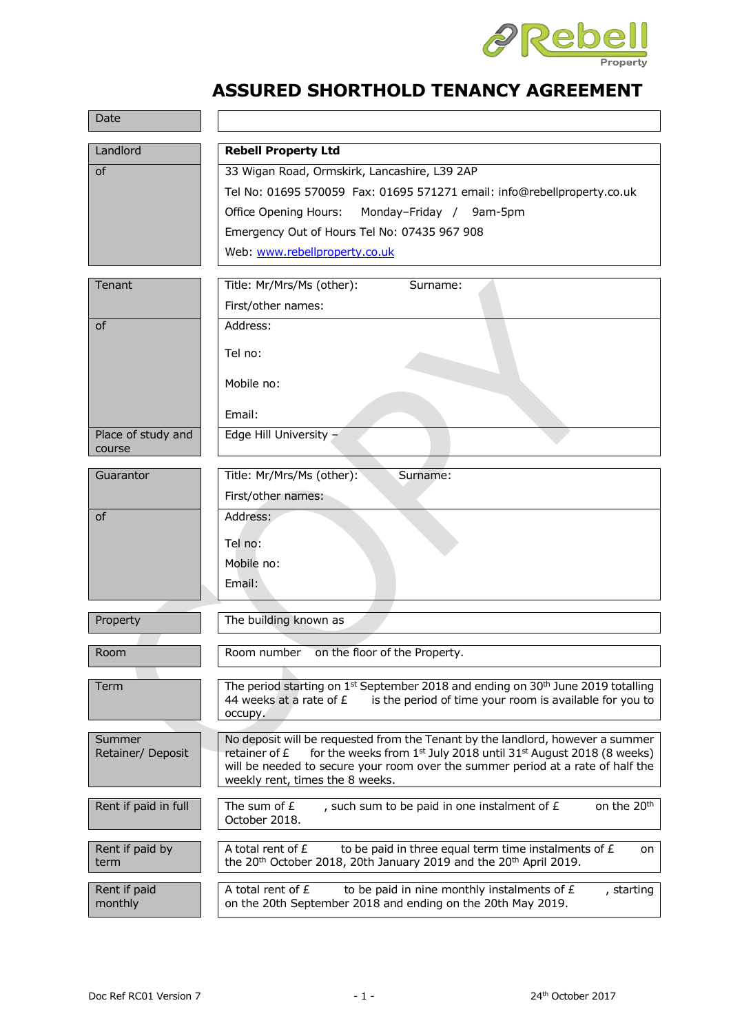Rebell Property

# ASSURED SHORTHOLD TENANCY AGREEMENT

| | |
|---|---|
| Date | |
| Landlord | **Rebell Property Ltd** |
| of | 33 Wigan Road, Ormskirk, Lancashire, L39 2AP<br>Tel No: 01695 570059 Fax: 01695 571271 email: info@rebellproperty.co.uk<br>Office Opening Hours: Monday–Friday / 9am-5pm<br>Emergency Out of Hours Tel No: 07435 967 908<br>Web: www.rebellproperty.co.uk |
| Tenant | Title: Mr/Mrs/Ms (other): Surname:<br>First/other names: |
| of | Address:<br>Tel no:<br>Mobile no:<br>Email: |
| Place of study and course | Edge Hill University – |
| Guarantor | Title: Mr/Mrs/Ms (other): Surname:<br>First/other names: |
| of | Address:<br>Tel no:<br>Mobile no:<br>Email: |
| Property | The building known as |
| Room | Room number on the floor of the Property. |
| Term | The period starting on 1st September 2018 and ending on 30th June 2019 totalling 44 weeks at a rate of £ is the period of time your room is available for you to occupy. |
| Summer Retainer/ Deposit | No deposit will be requested from the Tenant by the landlord, however a summer retainer of £ for the weeks from 1st July 2018 until 31st August 2018 (8 weeks) will be needed to secure your room over the summer period at a rate of half the weekly rent, times the 8 weeks. |
| Rent if paid in full | The sum of £ , such sum to be paid in one instalment of £ on the 20th October 2018. |
| Rent if paid by term | A total rent of £ to be paid in three equal term time instalments of £ on the 20th October 2018, 20th January 2019 and the 20th April 2019. |
| Rent if paid monthly | A total rent of £ to be paid in nine monthly instalments of £ , starting on the 20th September 2018 and ending on the 20th May 2019. |

Doc Ref RC01 Version 7 24th October 2017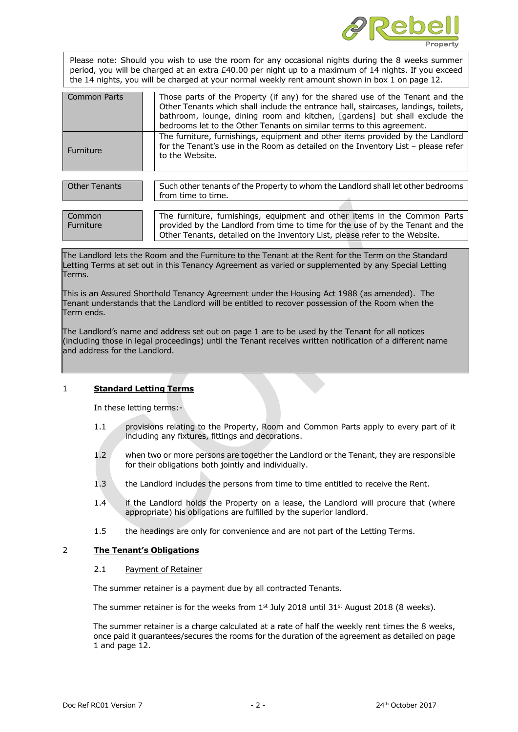Please note: Should you wish to use the room for any occasional nights during the 8 weeks summer period, you will be charged at an extra £40.00 per night up to a maximum of 14 nights. If you exceed the 14 nights, you will be charged at your normal weekly rent amount shown in box 1 on page 12.

| | |
|---|---|
| Common Parts | Those parts of the Property (if any) for the shared use of the Tenant and the Other Tenants which shall include the entrance hall, staircases, landings, toilets, bathroom, lounge, dining room and kitchen, [gardens] but shall exclude the bedrooms let to the Other Tenants on similar terms to this agreement. |
| Furniture | The furniture, furnishings, equipment and other items provided by the Landlord for the Tenant's use in the Room as detailed on the Inventory List – please refer to the Website. |
| Other Tenants | Such other tenants of the Property to whom the Landlord shall let other bedrooms from time to time. |
| Common Furniture | The furniture, furnishings, equipment and other items in the Common Parts provided by the Landlord from time to time for the use of by the Tenant and the Other Tenants, detailed on the Inventory List, please refer to the Website. |

The Landlord lets the Room and the Furniture to the Tenant at the Rent for the Term on the Standard Letting Terms at set out in this Tenancy Agreement as varied or supplemented by any Special Letting Terms.

This is an Assured Shorthold Tenancy Agreement under the Housing Act 1988 (as amended). The Tenant understands that the Landlord will be entitled to recover possession of the Room when the Term ends.

The Landlord's name and address set out on page 1 are to be used by the Tenant for all notices (including those in legal proceedings) until the Tenant receives written notification of a different name and address for the Landlord.

## 1 **Standard Letting Terms**

In these letting terms:-

1.1 provisions relating to the Property, Room and Common Parts apply to every part of it including any fixtures, fittings and decorations.

1.2 when two or more persons are together the Landlord or the Tenant, they are responsible for their obligations both jointly and individually.

1.3 the Landlord includes the persons from time to time entitled to receive the Rent.

1.4 if the Landlord holds the Property on a lease, the Landlord will procure that (where appropriate) his obligations are fulfilled by the superior landlord.

1.5 the headings are only for convenience and are not part of the Letting Terms.

## 2 **The Tenant's Obligations**

2.1 Payment of Retainer

The summer retainer is a payment due by all contracted Tenants.

The summer retainer is for the weeks from 1st July 2018 until 31st August 2018 (8 weeks).

The summer retainer is a charge calculated at a rate of half the weekly rent times the 8 weeks, once paid it guarantees/secures the rooms for the duration of the agreement as detailed on page 1 and page 12.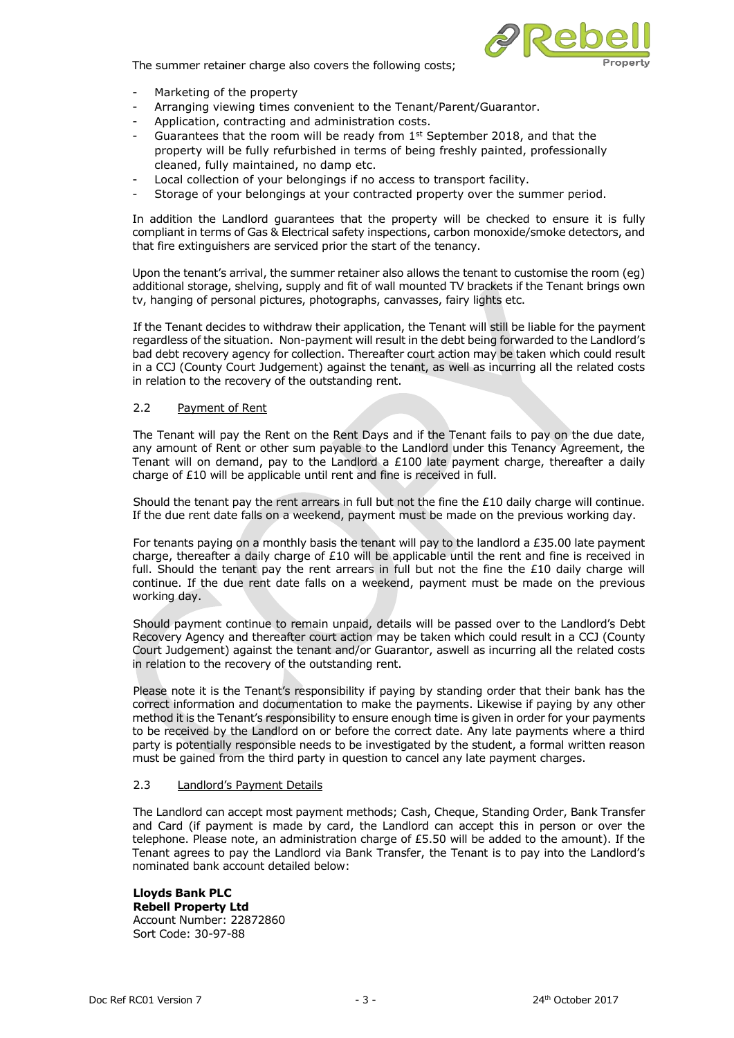The summer retainer charge also covers the following costs;

- Marketing of the property
- Arranging viewing times convenient to the Tenant/Parent/Guarantor.
- Application, contracting and administration costs.
- Guarantees that the room will be ready from 1st September 2018, and that the property will be fully refurbished in terms of being freshly painted, professionally cleaned, fully maintained, no damp etc.
- Local collection of your belongings if no access to transport facility.
- Storage of your belongings at your contracted property over the summer period.

In addition the Landlord guarantees that the property will be checked to ensure it is fully compliant in terms of Gas & Electrical safety inspections, carbon monoxide/smoke detectors, and that fire extinguishers are serviced prior the start of the tenancy.

Upon the tenant's arrival, the summer retainer also allows the tenant to customise the room (eg) additional storage, shelving, supply and fit of wall mounted TV brackets if the Tenant brings own tv, hanging of personal pictures, photographs, canvasses, fairy lights etc.

If the Tenant decides to withdraw their application, the Tenant will still be liable for the payment regardless of the situation. Non-payment will result in the debt being forwarded to the Landlord's bad debt recovery agency for collection. Thereafter court action may be taken which could result in a CCJ (County Court Judgement) against the tenant, as well as incurring all the related costs in relation to the recovery of the outstanding rent.

2.2 Payment of Rent

The Tenant will pay the Rent on the Rent Days and if the Tenant fails to pay on the due date, any amount of Rent or other sum payable to the Landlord under this Tenancy Agreement, the Tenant will on demand, pay to the Landlord a £100 late payment charge, thereafter a daily charge of £10 will be applicable until rent and fine is received in full.

Should the tenant pay the rent arrears in full but not the fine the £10 daily charge will continue. If the due rent date falls on a weekend, payment must be made on the previous working day.

For tenants paying on a monthly basis the tenant will pay to the landlord a £35.00 late payment charge, thereafter a daily charge of £10 will be applicable until the rent and fine is received in full. Should the tenant pay the rent arrears in full but not the fine the £10 daily charge will continue. If the due rent date falls on a weekend, payment must be made on the previous working day.

Should payment continue to remain unpaid, details will be passed over to the Landlord's Debt Recovery Agency and thereafter court action may be taken which could result in a CCJ (County Court Judgement) against the tenant and/or Guarantor, aswell as incurring all the related costs in relation to the recovery of the outstanding rent.

Please note it is the Tenant's responsibility if paying by standing order that their bank has the correct information and documentation to make the payments. Likewise if paying by any other method it is the Tenant's responsibility to ensure enough time is given in order for your payments to be received by the Landlord on or before the correct date. Any late payments where a third party is potentially responsible needs to be investigated by the student, a formal written reason must be gained from the third party in question to cancel any late payment charges.

2.3 Landlord's Payment Details

The Landlord can accept most payment methods; Cash, Cheque, Standing Order, Bank Transfer and Card (if payment is made by card, the Landlord can accept this in person or over the telephone. Please note, an administration charge of £5.50 will be added to the amount). If the Tenant agrees to pay the Landlord via Bank Transfer, the Tenant is to pay into the Landlord's nominated bank account detailed below:

**Lloyds Bank PLC**
**Rebell Property Ltd**
Account Number: 22872860
Sort Code: 30-97-88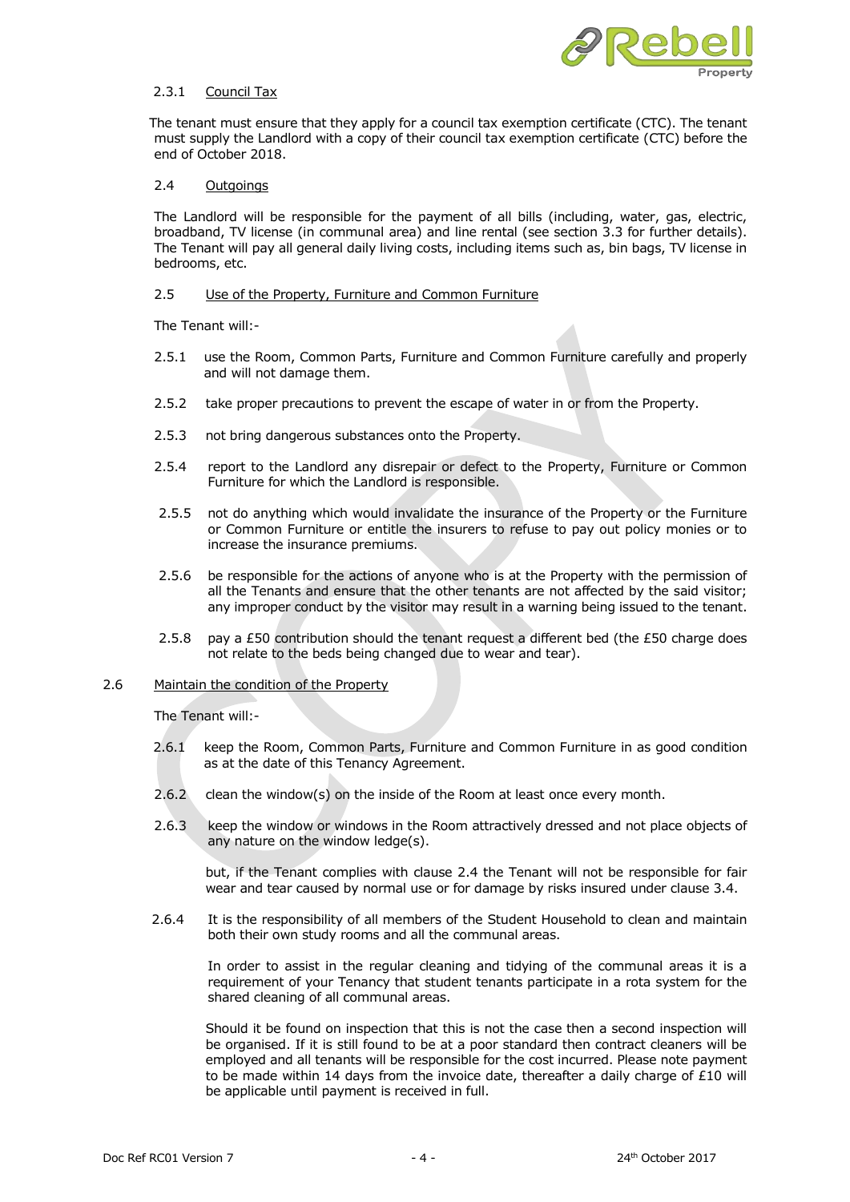2.3.1 Council Tax

The tenant must ensure that they apply for a council tax exemption certificate (CTC). The tenant must supply the Landlord with a copy of their council tax exemption certificate (CTC) before the end of October 2018.

2.4 Outgoings

The Landlord will be responsible for the payment of all bills (including, water, gas, electric, broadband, TV license (in communal area) and line rental (see section 3.3 for further details). The Tenant will pay all general daily living costs, including items such as, bin bags, TV license in bedrooms, etc.

2.5 Use of the Property, Furniture and Common Furniture

The Tenant will:-

2.5.1 use the Room, Common Parts, Furniture and Common Furniture carefully and properly and will not damage them.

2.5.2 take proper precautions to prevent the escape of water in or from the Property.

2.5.3 not bring dangerous substances onto the Property.

2.5.4 report to the Landlord any disrepair or defect to the Property, Furniture or Common Furniture for which the Landlord is responsible.

2.5.5 not do anything which would invalidate the insurance of the Property or the Furniture or Common Furniture or entitle the insurers to refuse to pay out policy monies or to increase the insurance premiums.

2.5.6 be responsible for the actions of anyone who is at the Property with the permission of all the Tenants and ensure that the other tenants are not affected by the said visitor; any improper conduct by the visitor may result in a warning being issued to the tenant.

2.5.8 pay a £50 contribution should the tenant request a different bed (the £50 charge does not relate to the beds being changed due to wear and tear).

2.6 Maintain the condition of the Property

The Tenant will:-

2.6.1 keep the Room, Common Parts, Furniture and Common Furniture in as good condition as at the date of this Tenancy Agreement.

2.6.2 clean the window(s) on the inside of the Room at least once every month.

2.6.3 keep the window or windows in the Room attractively dressed and not place objects of any nature on the window ledge(s).

but, if the Tenant complies with clause 2.4 the Tenant will not be responsible for fair wear and tear caused by normal use or for damage by risks insured under clause 3.4.

2.6.4 It is the responsibility of all members of the Student Household to clean and maintain both their own study rooms and all the communal areas.

In order to assist in the regular cleaning and tidying of the communal areas it is a requirement of your Tenancy that student tenants participate in a rota system for the shared cleaning of all communal areas.

Should it be found on inspection that this is not the case then a second inspection will be organised. If it is still found to be at a poor standard then contract cleaners will be employed and all tenants will be responsible for the cost incurred. Please note payment to be made within 14 days from the invoice date, thereafter a daily charge of £10 will be applicable until payment is received in full.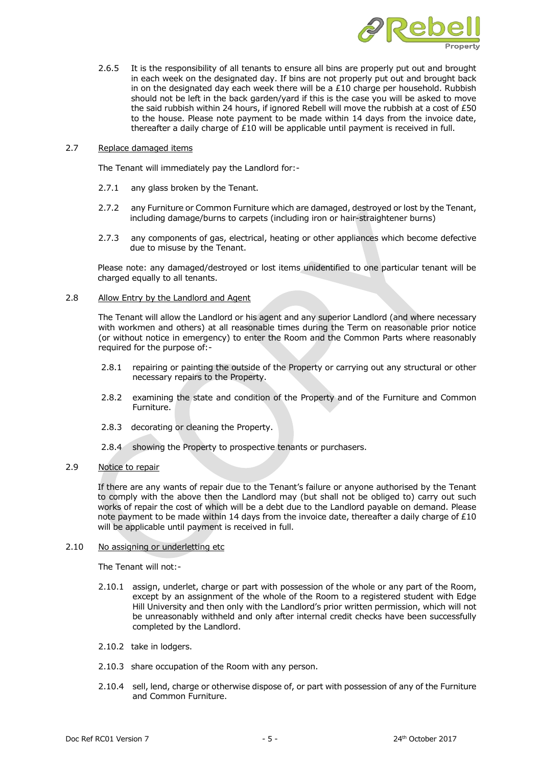2.6.5 It is the responsibility of all tenants to ensure all bins are properly put out and brought in each week on the designated day. If bins are not properly put out and brought back in on the designated day each week there will be a £10 charge per household. Rubbish should not be left in the back garden/yard if this is the case you will be asked to move the said rubbish within 24 hours, if ignored Rebell will move the rubbish at a cost of £50 to the house. Please note payment to be made within 14 days from the invoice date, thereafter a daily charge of £10 will be applicable until payment is received in full.

2.7 <u>Replace damaged items</u>

The Tenant will immediately pay the Landlord for:-

2.7.1 any glass broken by the Tenant.

2.7.2 any Furniture or Common Furniture which are damaged, destroyed or lost by the Tenant, including damage/burns to carpets (including iron or hair-straightener burns)

2.7.3 any components of gas, electrical, heating or other appliances which become defective due to misuse by the Tenant.

Please note: any damaged/destroyed or lost items unidentified to one particular tenant will be charged equally to all tenants.

2.8 <u>Allow Entry by the Landlord and Agent</u>

The Tenant will allow the Landlord or his agent and any superior Landlord (and where necessary with workmen and others) at all reasonable times during the Term on reasonable prior notice (or without notice in emergency) to enter the Room and the Common Parts where reasonably required for the purpose of:-

2.8.1 repairing or painting the outside of the Property or carrying out any structural or other necessary repairs to the Property.

2.8.2 examining the state and condition of the Property and of the Furniture and Common Furniture.

2.8.3 decorating or cleaning the Property.

2.8.4 showing the Property to prospective tenants or purchasers.

2.9 <u>Notice to repair</u>

If there are any wants of repair due to the Tenant's failure or anyone authorised by the Tenant to comply with the above then the Landlord may (but shall not be obliged to) carry out such works of repair the cost of which will be a debt due to the Landlord payable on demand. Please note payment to be made within 14 days from the invoice date, thereafter a daily charge of £10 will be applicable until payment is received in full.

2.10 <u>No assigning or underletting etc</u>

The Tenant will not:-

2.10.1 assign, underlet, charge or part with possession of the whole or any part of the Room, except by an assignment of the whole of the Room to a registered student with Edge Hill University and then only with the Landlord's prior written permission, which will not be unreasonably withheld and only after internal credit checks have been successfully completed by the Landlord.

2.10.2 take in lodgers.

2.10.3 share occupation of the Room with any person.

2.10.4 sell, lend, charge or otherwise dispose of, or part with possession of any of the Furniture and Common Furniture.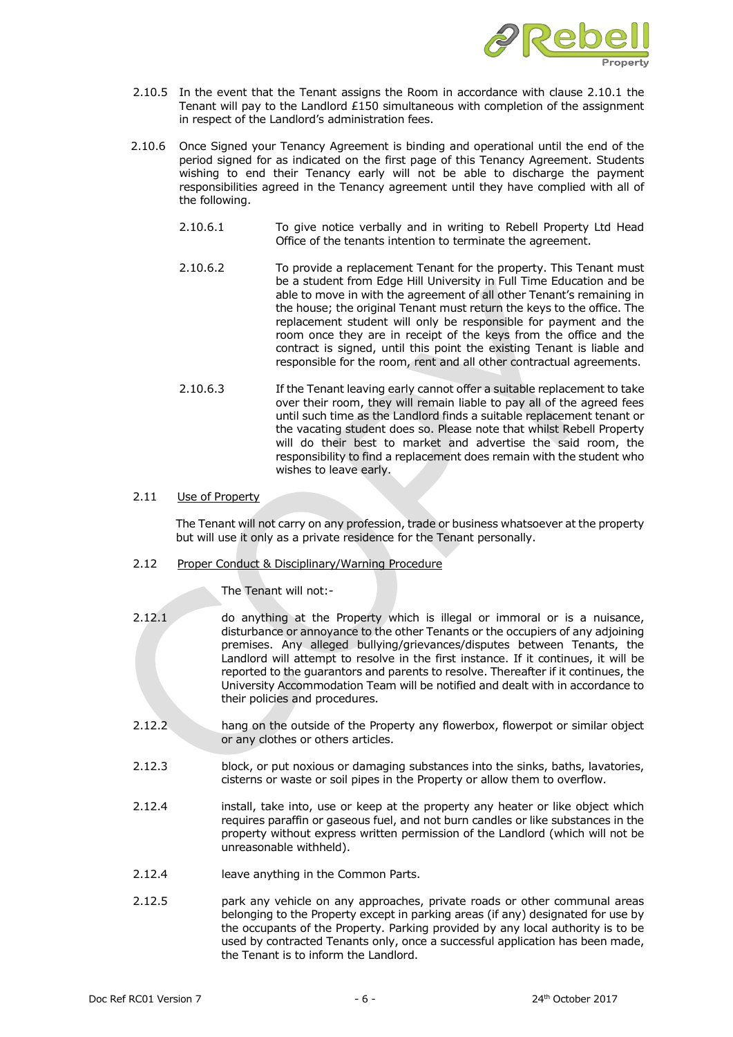2.10.5 In the event that the Tenant assigns the Room in accordance with clause 2.10.1 the Tenant will pay to the Landlord £150 simultaneous with completion of the assignment in respect of the Landlord's administration fees.

2.10.6 Once Signed your Tenancy Agreement is binding and operational until the end of the period signed for as indicated on the first page of this Tenancy Agreement. Students wishing to end their Tenancy early will not be able to discharge the payment responsibilities agreed in the Tenancy agreement until they have complied with all of the following.

2.10.6.1 To give notice verbally and in writing to Rebell Property Ltd Head Office of the tenants intention to terminate the agreement.

2.10.6.2 To provide a replacement Tenant for the property. This Tenant must be a student from Edge Hill University in Full Time Education and be able to move in with the agreement of all other Tenant's remaining in the house; the original Tenant must return the keys to the office. The replacement student will only be responsible for payment and the room once they are in receipt of the keys from the office and the contract is signed, until this point the existing Tenant is liable and responsible for the room, rent and all other contractual agreements.

2.10.6.3 If the Tenant leaving early cannot offer a suitable replacement to take over their room, they will remain liable to pay all of the agreed fees until such time as the Landlord finds a suitable replacement tenant or the vacating student does so. Please note that whilst Rebell Property will do their best to market and advertise the said room, the responsibility to find a replacement does remain with the student who wishes to leave early.

2.11 Use of Property

The Tenant will not carry on any profession, trade or business whatsoever at the property but will use it only as a private residence for the Tenant personally.

2.12 Proper Conduct & Disciplinary/Warning Procedure

The Tenant will not:-

2.12.1 do anything at the Property which is illegal or immoral or is a nuisance, disturbance or annoyance to the other Tenants or the occupiers of any adjoining premises. Any alleged bullying/grievances/disputes between Tenants, the Landlord will attempt to resolve in the first instance. If it continues, it will be reported to the guarantors and parents to resolve. Thereafter if it continues, the University Accommodation Team will be notified and dealt with in accordance to their policies and procedures.

2.12.2 hang on the outside of the Property any flowerbox, flowerpot or similar object or any clothes or others articles.

2.12.3 block, or put noxious or damaging substances into the sinks, baths, lavatories, cisterns or waste or soil pipes in the Property or allow them to overflow.

2.12.4 install, take into, use or keep at the property any heater or like object which requires paraffin or gaseous fuel, and not burn candles or like substances in the property without express written permission of the Landlord (which will not be unreasonable withheld).

2.12.4 leave anything in the Common Parts.

2.12.5 park any vehicle on any approaches, private roads or other communal areas belonging to the Property except in parking areas (if any) designated for use by the occupants of the Property. Parking provided by any local authority is to be used by contracted Tenants only, once a successful application has been made, the Tenant is to inform the Landlord.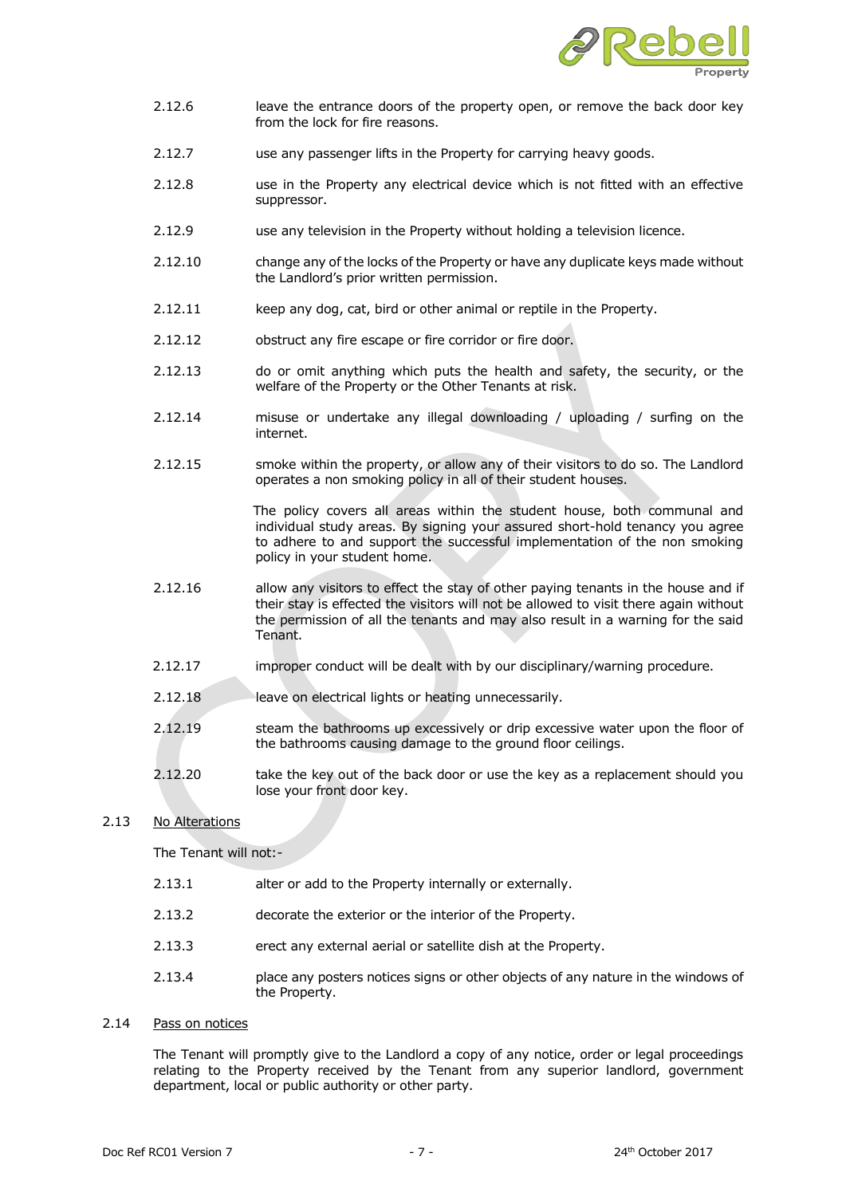2.12.6 leave the entrance doors of the property open, or remove the back door key from the lock for fire reasons.

2.12.7 use any passenger lifts in the Property for carrying heavy goods.

2.12.8 use in the Property any electrical device which is not fitted with an effective suppressor.

2.12.9 use any television in the Property without holding a television licence.

2.12.10 change any of the locks of the Property or have any duplicate keys made without the Landlord's prior written permission.

2.12.11 keep any dog, cat, bird or other animal or reptile in the Property.

2.12.12 obstruct any fire escape or fire corridor or fire door.

2.12.13 do or omit anything which puts the health and safety, the security, or the welfare of the Property or the Other Tenants at risk.

2.12.14 misuse or undertake any illegal downloading / uploading / surfing on the internet.

2.12.15 smoke within the property, or allow any of their visitors to do so. The Landlord operates a non smoking policy in all of their student houses.

The policy covers all areas within the student house, both communal and individual study areas. By signing your assured short-hold tenancy you agree to adhere to and support the successful implementation of the non smoking policy in your student home.

2.12.16 allow any visitors to effect the stay of other paying tenants in the house and if their stay is effected the visitors will not be allowed to visit there again without the permission of all the tenants and may also result in a warning for the said Tenant.

2.12.17 improper conduct will be dealt with by our disciplinary/warning procedure.

2.12.18 leave on electrical lights or heating unnecessarily.

2.12.19 steam the bathrooms up excessively or drip excessive water upon the floor of the bathrooms causing damage to the ground floor ceilings.

2.12.20 take the key out of the back door or use the key as a replacement should you lose your front door key.

2.13 <u>No Alterations</u>

The Tenant will not:-

2.13.1 alter or add to the Property internally or externally.

2.13.2 decorate the exterior or the interior of the Property.

2.13.3 erect any external aerial or satellite dish at the Property.

2.13.4 place any posters notices signs or other objects of any nature in the windows of the Property.

2.14 <u>Pass on notices</u>

The Tenant will promptly give to the Landlord a copy of any notice, order or legal proceedings relating to the Property received by the Tenant from any superior landlord, government department, local or public authority or other party.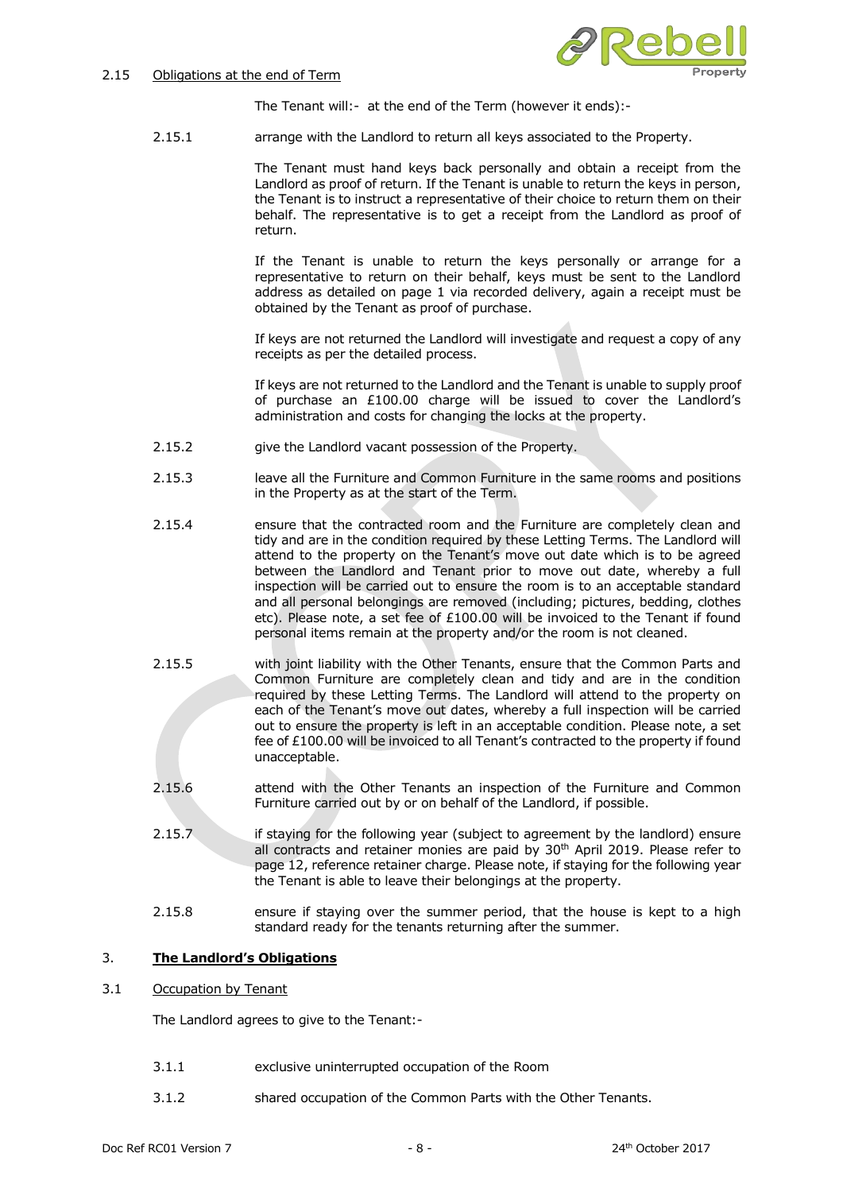2.15 Obligations at the end of Term

The Tenant will:- at the end of the Term (however it ends):-

2.15.1 arrange with the Landlord to return all keys associated to the Property.

The Tenant must hand keys back personally and obtain a receipt from the Landlord as proof of return. If the Tenant is unable to return the keys in person, the Tenant is to instruct a representative of their choice to return them on their behalf. The representative is to get a receipt from the Landlord as proof of return.

If the Tenant is unable to return the keys personally or arrange for a representative to return on their behalf, keys must be sent to the Landlord address as detailed on page 1 via recorded delivery, again a receipt must be obtained by the Tenant as proof of purchase.

If keys are not returned the Landlord will investigate and request a copy of any receipts as per the detailed process.

If keys are not returned to the Landlord and the Tenant is unable to supply proof of purchase an £100.00 charge will be issued to cover the Landlord's administration and costs for changing the locks at the property.

2.15.2 give the Landlord vacant possession of the Property.

2.15.3 leave all the Furniture and Common Furniture in the same rooms and positions in the Property as at the start of the Term.

2.15.4 ensure that the contracted room and the Furniture are completely clean and tidy and are in the condition required by these Letting Terms. The Landlord will attend to the property on the Tenant's move out date which is to be agreed between the Landlord and Tenant prior to move out date, whereby a full inspection will be carried out to ensure the room is to an acceptable standard and all personal belongings are removed (including; pictures, bedding, clothes etc). Please note, a set fee of £100.00 will be invoiced to the Tenant if found personal items remain at the property and/or the room is not cleaned.

2.15.5 with joint liability with the Other Tenants, ensure that the Common Parts and Common Furniture are completely clean and tidy and are in the condition required by these Letting Terms. The Landlord will attend to the property on each of the Tenant's move out dates, whereby a full inspection will be carried out to ensure the property is left in an acceptable condition. Please note, a set fee of £100.00 will be invoiced to all Tenant's contracted to the property if found unacceptable.

2.15.6 attend with the Other Tenants an inspection of the Furniture and Common Furniture carried out by or on behalf of the Landlord, if possible.

2.15.7 if staying for the following year (subject to agreement by the landlord) ensure all contracts and retainer monies are paid by 30th April 2019. Please refer to page 12, reference retainer charge. Please note, if staying for the following year the Tenant is able to leave their belongings at the property.

2.15.8 ensure if staying over the summer period, that the house is kept to a high standard ready for the tenants returning after the summer.

## 3. **The Landlord's Obligations**

3.1 Occupation by Tenant

The Landlord agrees to give to the Tenant:-

3.1.1 exclusive uninterrupted occupation of the Room

3.1.2 shared occupation of the Common Parts with the Other Tenants.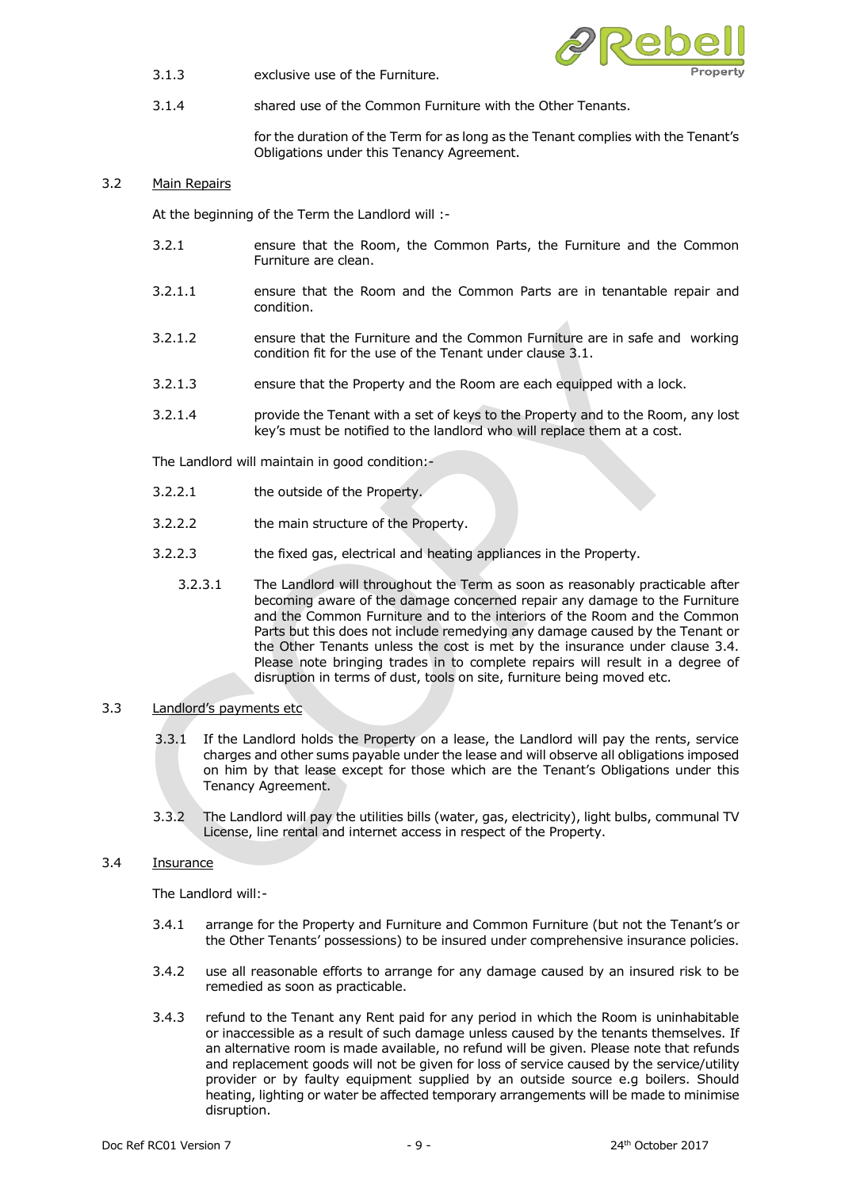3.1.3 exclusive use of the Furniture.

3.1.4 shared use of the Common Furniture with the Other Tenants.

for the duration of the Term for as long as the Tenant complies with the Tenant's Obligations under this Tenancy Agreement.

3.2 Main Repairs

At the beginning of the Term the Landlord will :-

3.2.1 ensure that the Room, the Common Parts, the Furniture and the Common Furniture are clean.

3.2.1.1 ensure that the Room and the Common Parts are in tenantable repair and condition.

3.2.1.2 ensure that the Furniture and the Common Furniture are in safe and working condition fit for the use of the Tenant under clause 3.1.

3.2.1.3 ensure that the Property and the Room are each equipped with a lock.

3.2.1.4 provide the Tenant with a set of keys to the Property and to the Room, any lost key's must be notified to the landlord who will replace them at a cost.

The Landlord will maintain in good condition:-

3.2.2.1 the outside of the Property.

3.2.2.2 the main structure of the Property.

3.2.2.3 the fixed gas, electrical and heating appliances in the Property.

3.2.3.1 The Landlord will throughout the Term as soon as reasonably practicable after becoming aware of the damage concerned repair any damage to the Furniture and the Common Furniture and to the interiors of the Room and the Common Parts but this does not include remedying any damage caused by the Tenant or the Other Tenants unless the cost is met by the insurance under clause 3.4. Please note bringing trades in to complete repairs will result in a degree of disruption in terms of dust, tools on site, furniture being moved etc.

3.3 Landlord's payments etc

3.3.1 If the Landlord holds the Property on a lease, the Landlord will pay the rents, service charges and other sums payable under the lease and will observe all obligations imposed on him by that lease except for those which are the Tenant's Obligations under this Tenancy Agreement.

3.3.2 The Landlord will pay the utilities bills (water, gas, electricity), light bulbs, communal TV License, line rental and internet access in respect of the Property.

3.4 Insurance

The Landlord will:-

3.4.1 arrange for the Property and Furniture and Common Furniture (but not the Tenant's or the Other Tenants' possessions) to be insured under comprehensive insurance policies.

3.4.2 use all reasonable efforts to arrange for any damage caused by an insured risk to be remedied as soon as practicable.

3.4.3 refund to the Tenant any Rent paid for any period in which the Room is uninhabitable or inaccessible as a result of such damage unless caused by the tenants themselves. If an alternative room is made available, no refund will be given. Please note that refunds and replacement goods will not be given for loss of service caused by the service/utility provider or by faulty equipment supplied by an outside source e.g boilers. Should heating, lighting or water be affected temporary arrangements will be made to minimise disruption.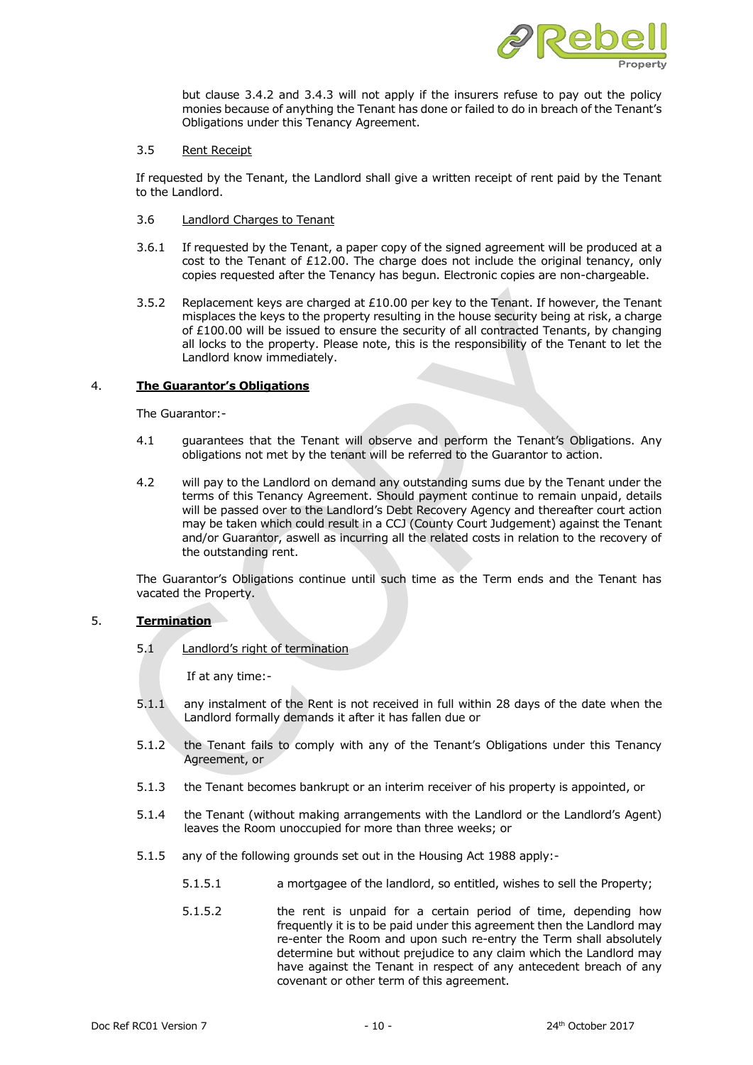but clause 3.4.2 and 3.4.3 will not apply if the insurers refuse to pay out the policy monies because of anything the Tenant has done or failed to do in breach of the Tenant's Obligations under this Tenancy Agreement.

3.5 Rent Receipt

If requested by the Tenant, the Landlord shall give a written receipt of rent paid by the Tenant to the Landlord.

3.6 Landlord Charges to Tenant

3.6.1 If requested by the Tenant, a paper copy of the signed agreement will be produced at a cost to the Tenant of £12.00. The charge does not include the original tenancy, only copies requested after the Tenancy has begun. Electronic copies are non-chargeable.

3.5.2 Replacement keys are charged at £10.00 per key to the Tenant. If however, the Tenant misplaces the keys to the property resulting in the house security being at risk, a charge of £100.00 will be issued to ensure the security of all contracted Tenants, by changing all locks to the property. Please note, this is the responsibility of the Tenant to let the Landlord know immediately.

## 4. The Guarantor's Obligations

The Guarantor:-

4.1 guarantees that the Tenant will observe and perform the Tenant's Obligations. Any obligations not met by the tenant will be referred to the Guarantor to action.

4.2 will pay to the Landlord on demand any outstanding sums due by the Tenant under the terms of this Tenancy Agreement. Should payment continue to remain unpaid, details will be passed over to the Landlord's Debt Recovery Agency and thereafter court action may be taken which could result in a CCJ (County Court Judgement) against the Tenant and/or Guarantor, aswell as incurring all the related costs in relation to the recovery of the outstanding rent.

The Guarantor's Obligations continue until such time as the Term ends and the Tenant has vacated the Property.

## 5. Termination

5.1 Landlord's right of termination

If at any time:-

5.1.1 any instalment of the Rent is not received in full within 28 days of the date when the Landlord formally demands it after it has fallen due or

5.1.2 the Tenant fails to comply with any of the Tenant's Obligations under this Tenancy Agreement, or

5.1.3 the Tenant becomes bankrupt or an interim receiver of his property is appointed, or

5.1.4 the Tenant (without making arrangements with the Landlord or the Landlord's Agent) leaves the Room unoccupied for more than three weeks; or

5.1.5 any of the following grounds set out in the Housing Act 1988 apply:-

5.1.5.1 a mortgagee of the landlord, so entitled, wishes to sell the Property;

5.1.5.2 the rent is unpaid for a certain period of time, depending how frequently it is to be paid under this agreement then the Landlord may re-enter the Room and upon such re-entry the Term shall absolutely determine but without prejudice to any claim which the Landlord may have against the Tenant in respect of any antecedent breach of any covenant or other term of this agreement.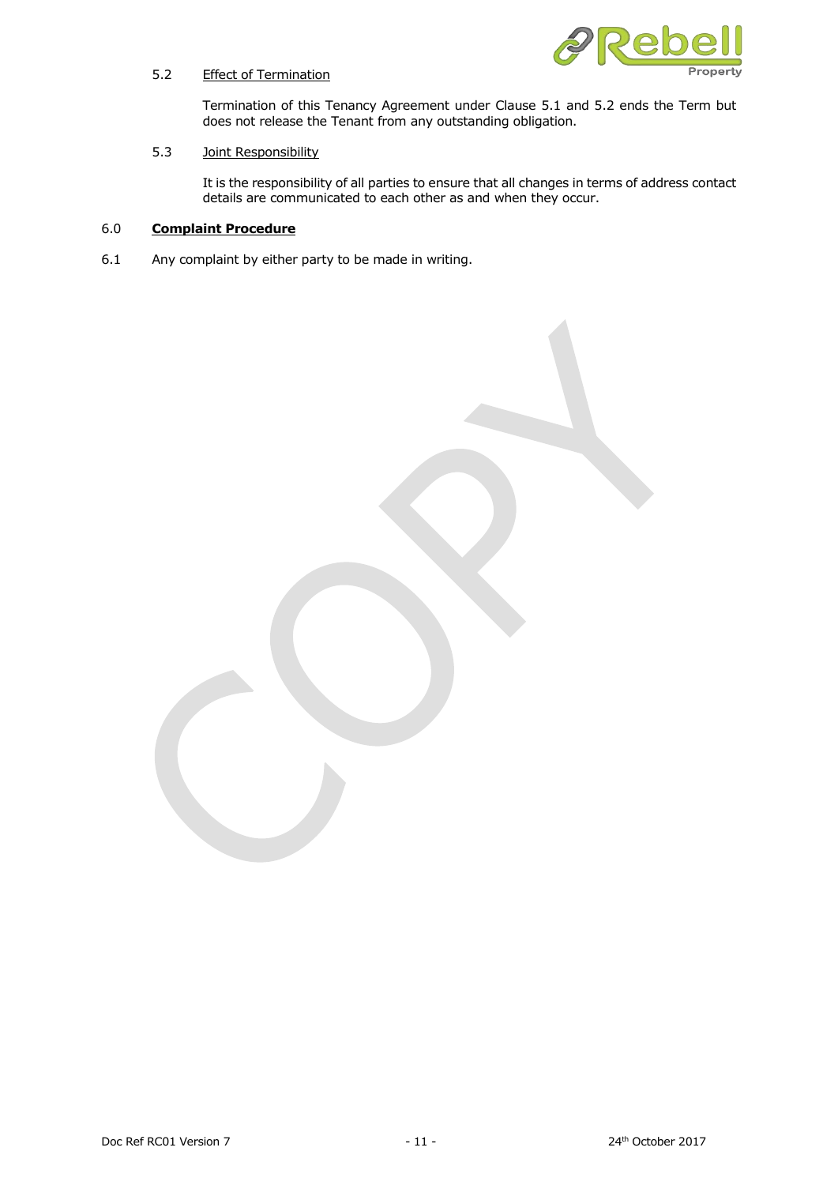5.2 Effect of Termination

Termination of this Tenancy Agreement under Clause 5.1 and 5.2 ends the Term but does not release the Tenant from any outstanding obligation.

5.3 Joint Responsibility

It is the responsibility of all parties to ensure that all changes in terms of address contact details are communicated to each other as and when they occur.

## 6.0 **Complaint Procedure**

6.1 Any complaint by either party to be made in writing.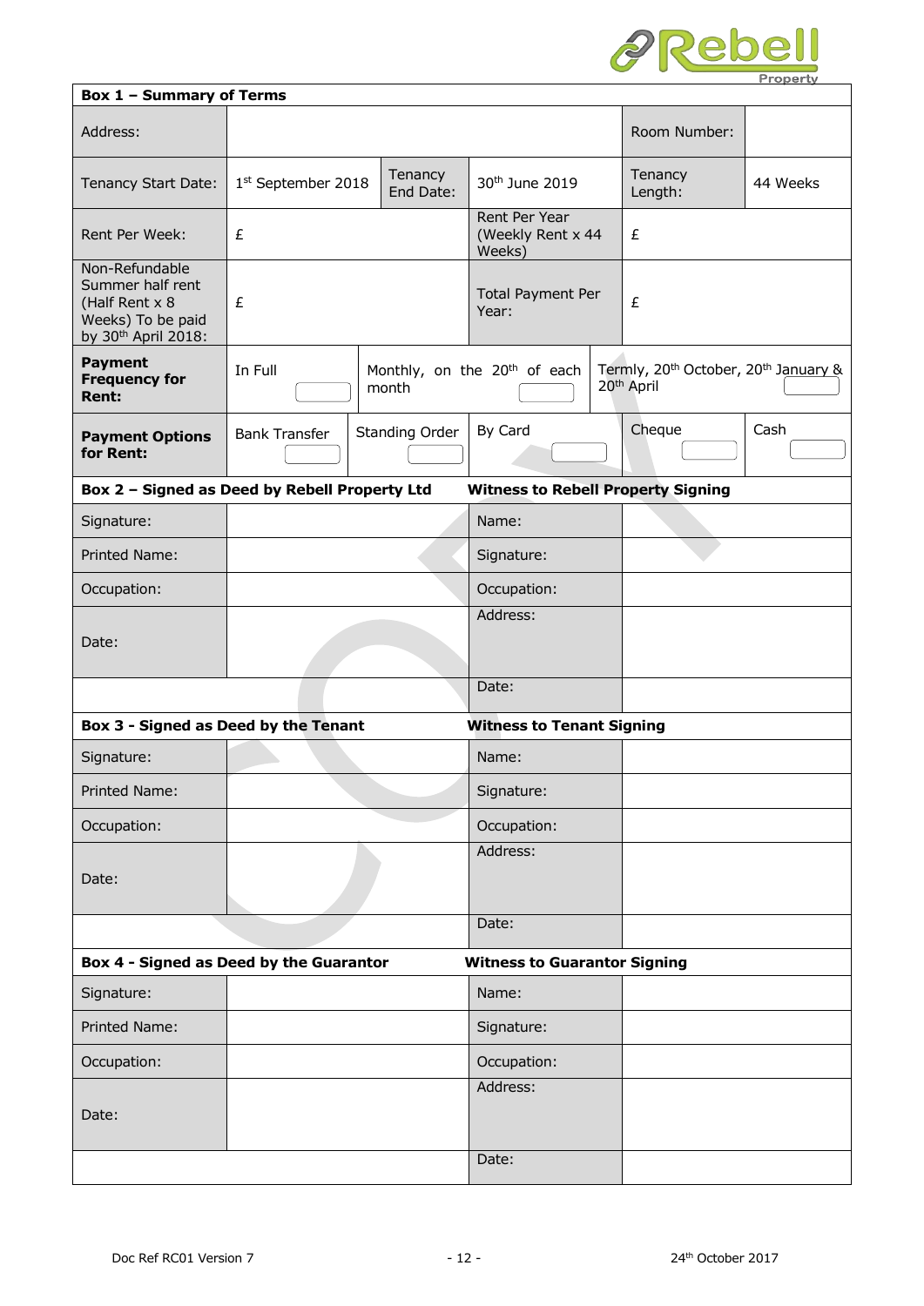| **Box 1 – Summary of Terms** | | | | | |
|---|---|---|---|---|---|
| Address: | | | | Room Number: | |
| Tenancy Start Date: | 1st September 2018 | Tenancy End Date: | 30th June 2019 | Tenancy Length: | 44 Weeks |
| Rent Per Week: | £ | | Rent Per Year (Weekly Rent x 44 Weeks) | £ | |
| Non-Refundable Summer half rent (Half Rent x 8 Weeks) To be paid by 30th April 2018: | £ | | Total Payment Per Year: | £ | |
| **Payment Frequency for Rent:** | In Full | Monthly, on the 20th of each month | | Termly, 20th October, 20th January & 20th April | |
| **Payment Options for Rent:** | Bank Transfer | Standing Order | By Card | Cheque | Cash |

| **Box 2 – Signed as Deed by Rebell Property Ltd** | | **Witness to Rebell Property Signing** | |
|---|---|---|---|
| Signature: | | Name: | |
| Printed Name: | | Signature: | |
| Occupation: | | Occupation: | |
| Date: | | Address: | |
| | | Date: | |

| **Box 3 - Signed as Deed by the Tenant** | | **Witness to Tenant Signing** | |
|---|---|---|---|
| Signature: | | Name: | |
| Printed Name: | | Signature: | |
| Occupation: | | Occupation: | |
| Date: | | Address: | |
| | | Date: | |

| **Box 4 - Signed as Deed by the Guarantor** | | **Witness to Guarantor Signing** | |
|---|---|---|---|
| Signature: | | Name: | |
| Printed Name: | | Signature: | |
| Occupation: | | Occupation: | |
| Date: | | Address: | |
| | | Date: | |